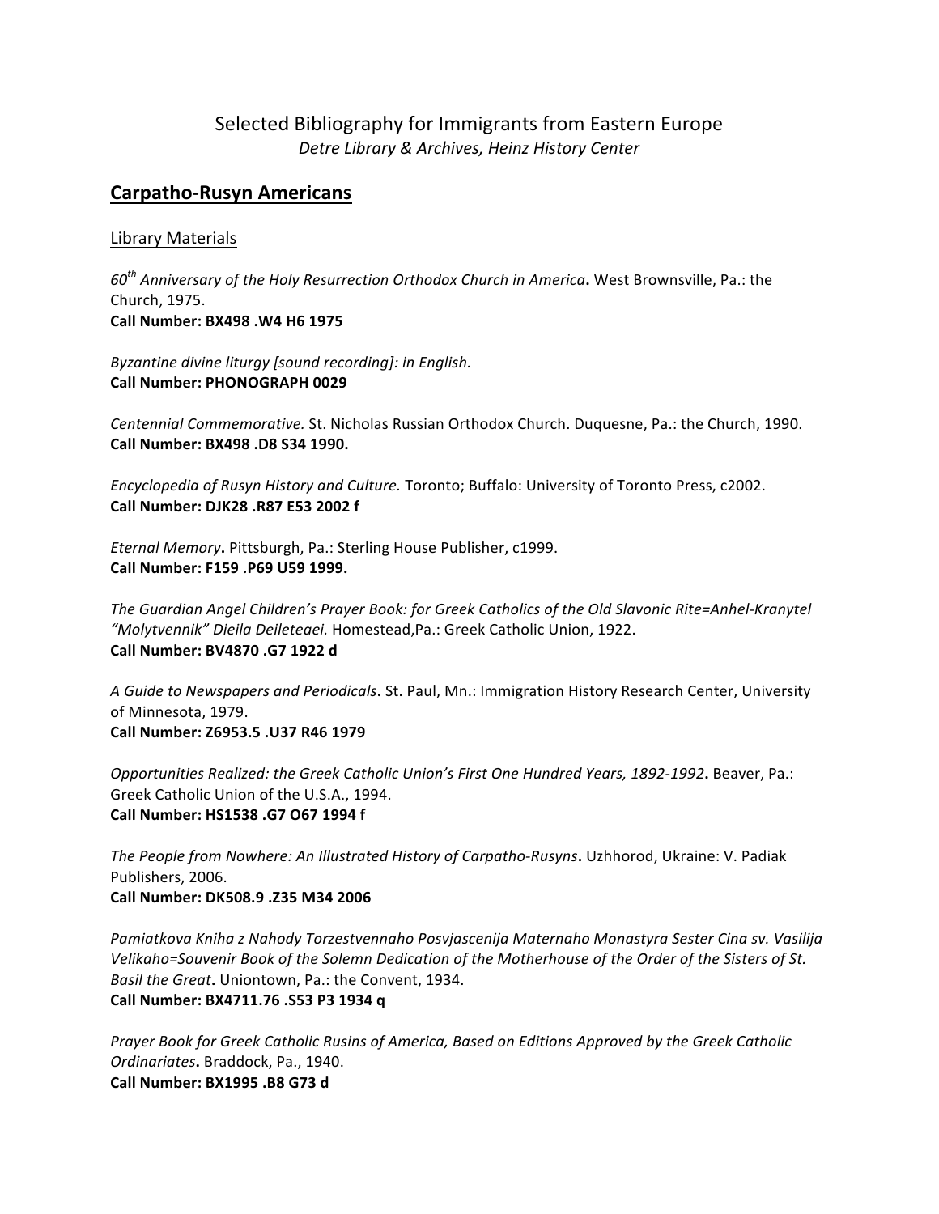# Selected Bibliography for Immigrants from Eastern Europe

*Detre Library & Archives, Heinz History Center*

## Carpatho-Rusyn Americans

### Library Materials

*60th Anniversary of the Holy Resurrection Orthodox Church in America***.** West Brownsville, Pa.: the Church, 1975.
**Call Number: BX498 .W4 H6 1975**

*Byzantine divine liturgy [sound recording]: in English.*
**Call Number: PHONOGRAPH 0029**

*Centennial Commemorative.* St. Nicholas Russian Orthodox Church. Duquesne, Pa.: the Church, 1990.
**Call Number: BX498 .D8 S34 1990.**

*Encyclopedia of Rusyn History and Culture.* Toronto; Buffalo: University of Toronto Press, c2002.
**Call Number: DJK28 .R87 E53 2002 f**

*Eternal Memory***.** Pittsburgh, Pa.: Sterling House Publisher, c1999.
**Call Number: F159 .P69 U59 1999.**

*The Guardian Angel Children's Prayer Book: for Greek Catholics of the Old Slavonic Rite=Anhel-Kranytel "Molytvennik" Dieila Deileteaei.* Homestead,Pa.: Greek Catholic Union, 1922.
**Call Number: BV4870 .G7 1922 d**

*A Guide to Newspapers and Periodicals***.** St. Paul, Mn.: Immigration History Research Center, University of Minnesota, 1979.
**Call Number: Z6953.5 .U37 R46 1979**

*Opportunities Realized: the Greek Catholic Union's First One Hundred Years, 1892-1992***.** Beaver, Pa.: Greek Catholic Union of the U.S.A., 1994.
**Call Number: HS1538 .G7 O67 1994 f**

*The People from Nowhere: An Illustrated History of Carpatho-Rusyns***.** Uzhhorod, Ukraine: V. Padiak Publishers, 2006.
**Call Number: DK508.9 .Z35 M34 2006**

*Pamiatkova Kniha z Nahody Torzestvennaho Posvjascenija Maternaho Monastyra Sester Cina sv. Vasilija Velikaho=Souvenir Book of the Solemn Dedication of the Motherhouse of the Order of the Sisters of St. Basil the Great***.** Uniontown, Pa.: the Convent, 1934.
**Call Number: BX4711.76 .S53 P3 1934 q**

*Prayer Book for Greek Catholic Rusins of America, Based on Editions Approved by the Greek Catholic Ordinariates***.** Braddock, Pa., 1940.
**Call Number: BX1995 .B8 G73 d**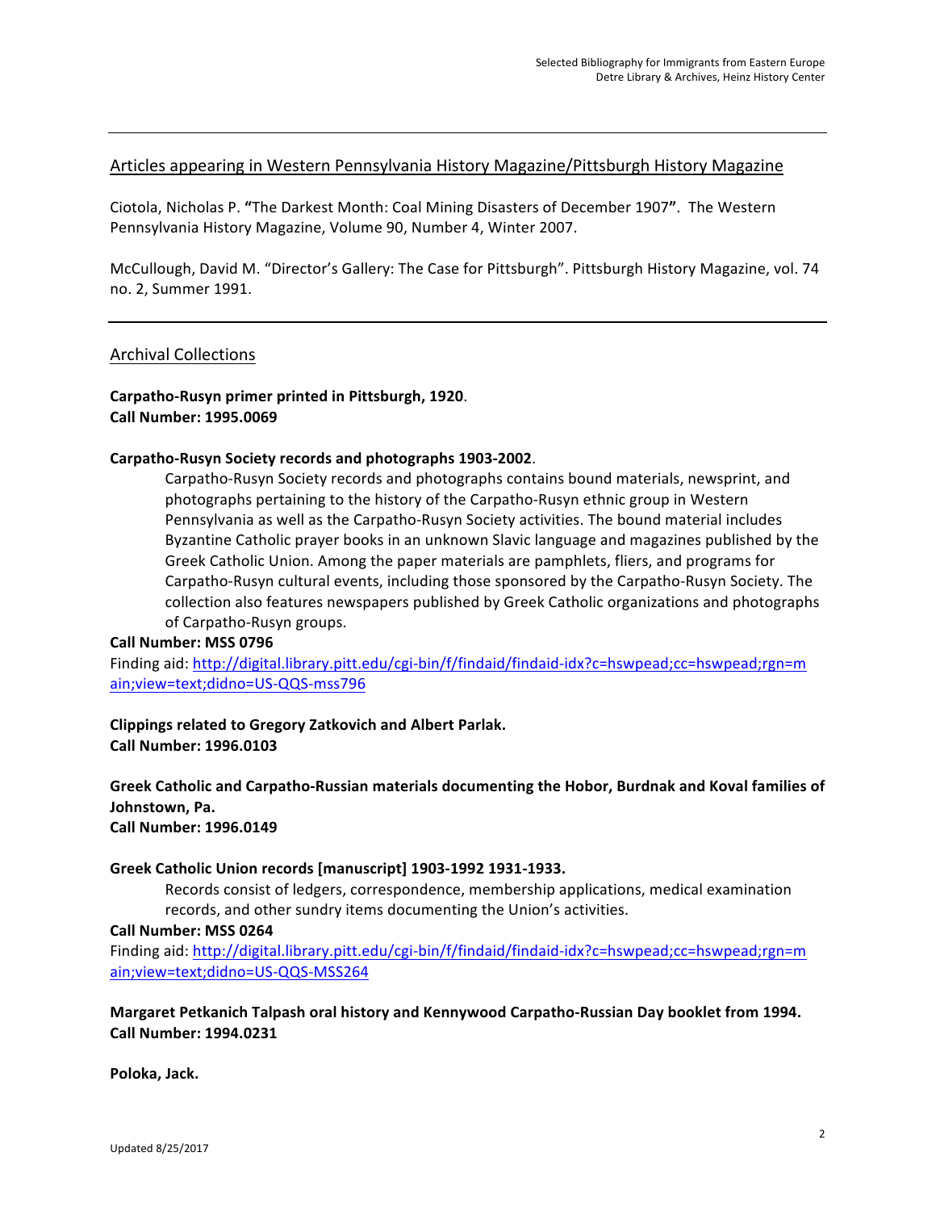## Articles appearing in Western Pennsylvania History Magazine/Pittsburgh History Magazine

Ciotola, Nicholas P. **"**The Darkest Month: Coal Mining Disasters of December 1907**"**. The Western Pennsylvania History Magazine, Volume 90, Number 4, Winter 2007.

McCullough, David M. "Director's Gallery: The Case for Pittsburgh". Pittsburgh History Magazine, vol. 74 no. 2, Summer 1991.

---

## Archival Collections

**Carpatho-Rusyn primer printed in Pittsburgh, 1920**.
**Call Number: 1995.0069**

**Carpatho-Rusyn Society records and photographs 1903-2002**.

> Carpatho-Rusyn Society records and photographs contains bound materials, newsprint, and photographs pertaining to the history of the Carpatho-Rusyn ethnic group in Western Pennsylvania as well as the Carpatho-Rusyn Society activities. The bound material includes Byzantine Catholic prayer books in an unknown Slavic language and magazines published by the Greek Catholic Union. Among the paper materials are pamphlets, fliers, and programs for Carpatho-Rusyn cultural events, including those sponsored by the Carpatho-Rusyn Society. The collection also features newspapers published by Greek Catholic organizations and photographs of Carpatho-Rusyn groups.

**Call Number: MSS 0796**
Finding aid: [http://digital.library.pitt.edu/cgi-bin/f/findaid/findaid-idx?c=hswpead;cc=hswpead;rgn=main;view=text;didno=US-QQS-mss796](http://digital.library.pitt.edu/cgi-bin/f/findaid/findaid-idx?c=hswpead;cc=hswpead;rgn=main;view=text;didno=US-QQS-mss796)

**Clippings related to Gregory Zatkovich and Albert Parlak.**
**Call Number: 1996.0103**

**Greek Catholic and Carpatho-Russian materials documenting the Hobor, Burdnak and Koval families of Johnstown, Pa.**
**Call Number: 1996.0149**

**Greek Catholic Union records [manuscript] 1903-1992 1931-1933.**

> Records consist of ledgers, correspondence, membership applications, medical examination records, and other sundry items documenting the Union's activities.

**Call Number: MSS 0264**
Finding aid: [http://digital.library.pitt.edu/cgi-bin/f/findaid/findaid-idx?c=hswpead;cc=hswpead;rgn=main;view=text;didno=US-QQS-MSS264](http://digital.library.pitt.edu/cgi-bin/f/findaid/findaid-idx?c=hswpead;cc=hswpead;rgn=main;view=text;didno=US-QQS-MSS264)

**Margaret Petkanich Talpash oral history and Kennywood Carpatho-Russian Day booklet from 1994.**
**Call Number: 1994.0231**

**Poloka, Jack.**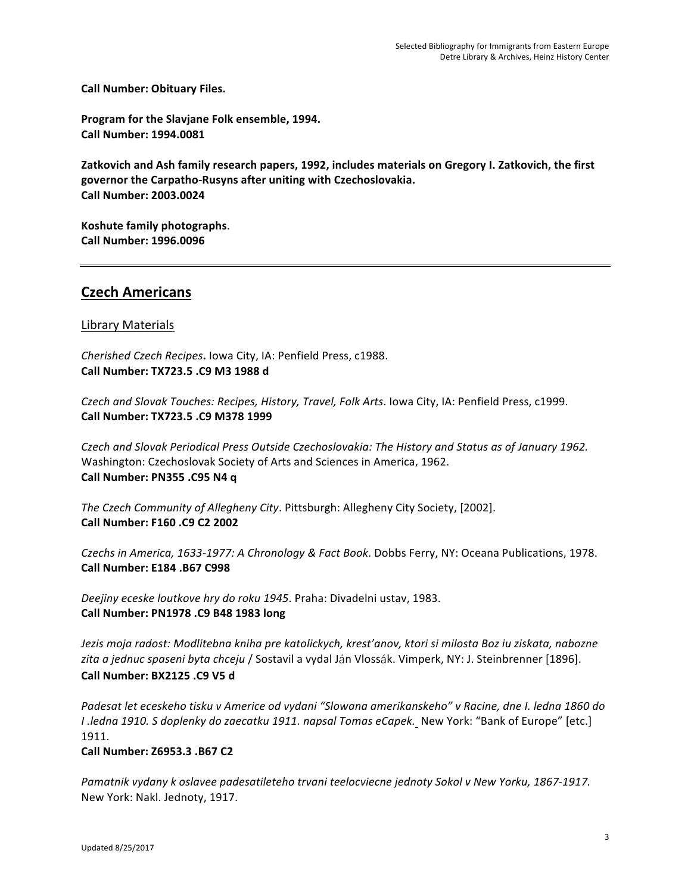**Call Number: Obituary Files.**

**Program for the Slavjane Folk ensemble, 1994.**
**Call Number: 1994.0081**

**Zatkovich and Ash family research papers, 1992, includes materials on Gregory I. Zatkovich, the first governor the Carpatho-Rusyns after uniting with Czechoslovakia.**
**Call Number: 2003.0024**

**Koshute family photographs**.
**Call Number: 1996.0096**

---

## Czech Americans

### Library Materials

*Cherished Czech Recipes***.** Iowa City, IA: Penfield Press, c1988.
**Call Number: TX723.5 .C9 M3 1988 d**

*Czech and Slovak Touches: Recipes, History, Travel, Folk Arts*. Iowa City, IA: Penfield Press, c1999.
**Call Number: TX723.5 .C9 M378 1999**

*Czech and Slovak Periodical Press Outside Czechoslovakia: The History and Status as of January 1962.* Washington: Czechoslovak Society of Arts and Sciences in America, 1962.
**Call Number: PN355 .C95 N4 q**

*The Czech Community of Allegheny City*. Pittsburgh: Allegheny City Society, [2002].
**Call Number: F160 .C9 C2 2002**

*Czechs in America, 1633-1977: A Chronology & Fact Book*. Dobbs Ferry, NY: Oceana Publications, 1978.
**Call Number: E184 .B67 C998**

*Deejiny eceske loutkove hry do roku 1945*. Praha: Divadelni ustav, 1983.
**Call Number: PN1978 .C9 B48 1983 long**

*Jezis moja radost: Modlitebna kniha pre katolickych, krest'anov, ktori si milosta Boz iu ziskata, nabozne zita a jednuc spaseni byta chceju* / Sostavil a vydal Ján Vlossák. Vimperk, NY: J. Steinbrenner [1896].
**Call Number: BX2125 .C9 V5 d**

*Padesat let eceskeho tisku v Americe od vydani "Slowana amerikanskeho" v Racine, dne I. ledna 1860 do I .ledna 1910. S doplenky do zaecatku 1911. napsal Tomas eCapek.* New York: "Bank of Europe" [etc.] 1911.
**Call Number: Z6953.3 .B67 C2**

*Pamatnik vydany k oslavee padesatileteho trvani teelocviecne jednoty Sokol v New Yorku, 1867-1917.* New York: Nakl. Jednoty, 1917.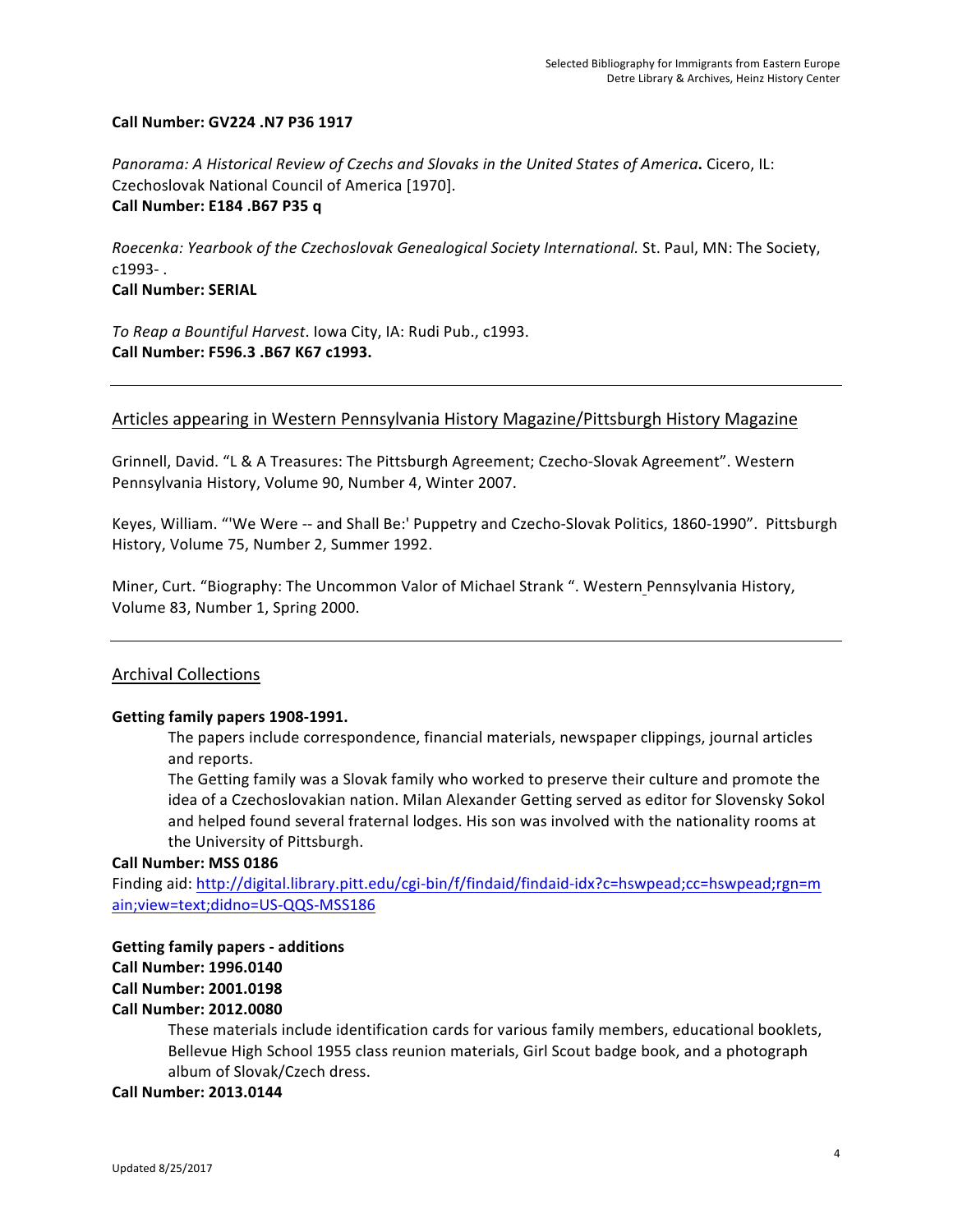**Call Number: GV224 .N7 P36 1917**

*Panorama: A Historical Review of Czechs and Slovaks in the United States of America***.** Cicero, IL: Czechoslovak National Council of America [1970].
**Call Number: E184 .B67 P35 q**

*Roecenka: Yearbook of the Czechoslovak Genealogical Society International.* St. Paul, MN: The Society, c1993- .
**Call Number: SERIAL**

*To Reap a Bountiful Harvest*. Iowa City, IA: Rudi Pub., c1993.
**Call Number: F596.3 .B67 K67 c1993.**

---

## Articles appearing in Western Pennsylvania History Magazine/Pittsburgh History Magazine

Grinnell, David. "L & A Treasures: The Pittsburgh Agreement; Czecho-Slovak Agreement". Western Pennsylvania History, Volume 90, Number 4, Winter 2007.

Keyes, William. "'We Were -- and Shall Be:' Puppetry and Czecho-Slovak Politics, 1860-1990". Pittsburgh History, Volume 75, Number 2, Summer 1992.

Miner, Curt. "Biography: The Uncommon Valor of Michael Strank ". Western Pennsylvania History, Volume 83, Number 1, Spring 2000.

---

## Archival Collections

**Getting family papers 1908-1991.**

The papers include correspondence, financial materials, newspaper clippings, journal articles and reports.

The Getting family was a Slovak family who worked to preserve their culture and promote the idea of a Czechoslovakian nation. Milan Alexander Getting served as editor for Slovensky Sokol and helped found several fraternal lodges. His son was involved with the nationality rooms at the University of Pittsburgh.

**Call Number: MSS 0186**
Finding aid: http://digital.library.pitt.edu/cgi-bin/f/findaid/findaid-idx?c=hswpead;cc=hswpead;rgn=main;view=text;didno=US-QQS-MSS186

**Getting family papers - additions**
**Call Number: 1996.0140**
**Call Number: 2001.0198**
**Call Number: 2012.0080**

These materials include identification cards for various family members, educational booklets, Bellevue High School 1955 class reunion materials, Girl Scout badge book, and a photograph album of Slovak/Czech dress.

**Call Number: 2013.0144**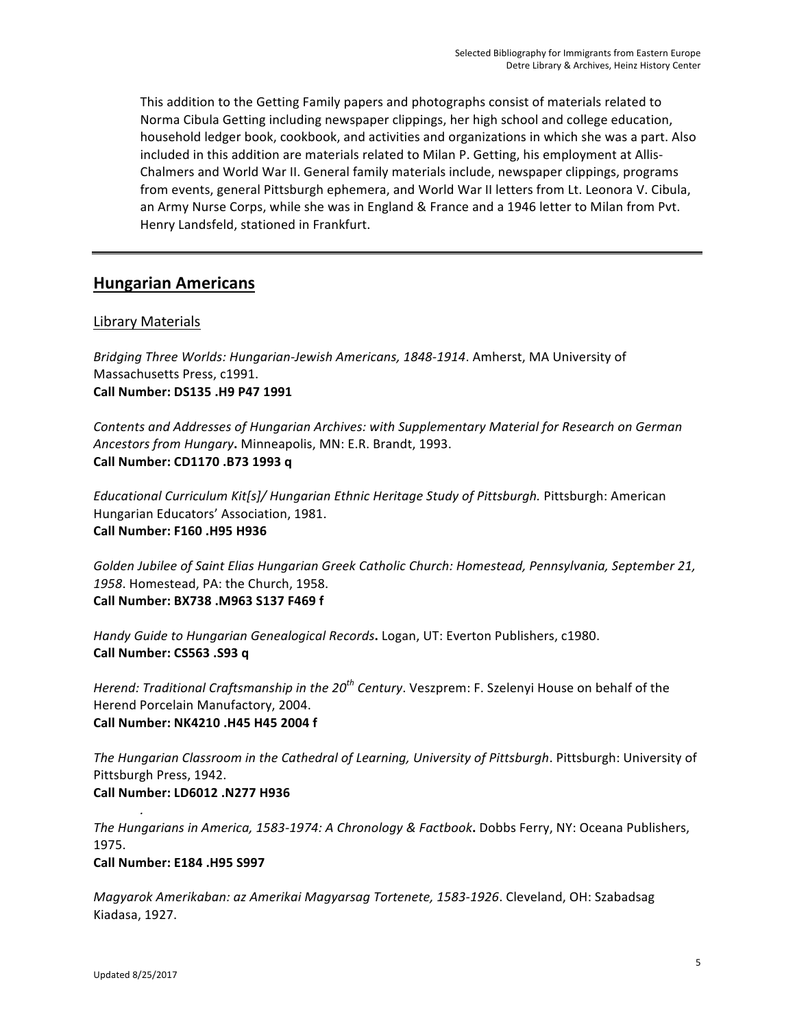This addition to the Getting Family papers and photographs consist of materials related to Norma Cibula Getting including newspaper clippings, her high school and college education, household ledger book, cookbook, and activities and organizations in which she was a part. Also included in this addition are materials related to Milan P. Getting, his employment at Allis-Chalmers and World War II. General family materials include, newspaper clippings, programs from events, general Pittsburgh ephemera, and World War II letters from Lt. Leonora V. Cibula, an Army Nurse Corps, while she was in England & France and a 1946 letter to Milan from Pvt. Henry Landsfeld, stationed in Frankfurt.

---

## Hungarian Americans

### Library Materials

*Bridging Three Worlds: Hungarian-Jewish Americans, 1848-1914*. Amherst, MA University of Massachusetts Press, c1991.
**Call Number: DS135 .H9 P47 1991**

*Contents and Addresses of Hungarian Archives: with Supplementary Material for Research on German Ancestors from Hungary***.** Minneapolis, MN: E.R. Brandt, 1993.
**Call Number: CD1170 .B73 1993 q**

*Educational Curriculum Kit[s]/ Hungarian Ethnic Heritage Study of Pittsburgh.* Pittsburgh: American Hungarian Educators' Association, 1981.
**Call Number: F160 .H95 H936**

*Golden Jubilee of Saint Elias Hungarian Greek Catholic Church: Homestead, Pennsylvania, September 21, 1958*. Homestead, PA: the Church, 1958.
**Call Number: BX738 .M963 S137 F469 f**

*Handy Guide to Hungarian Genealogical Records***.** Logan, UT: Everton Publishers, c1980.
**Call Number: CS563 .S93 q**

*Herend: Traditional Craftsmanship in the 20th Century*. Veszprem: F. Szelenyi House on behalf of the Herend Porcelain Manufactory, 2004.
**Call Number: NK4210 .H45 H45 2004 f**

*The Hungarian Classroom in the Cathedral of Learning, University of Pittsburgh*. Pittsburgh: University of Pittsburgh Press, 1942.
**Call Number: LD6012 .N277 H936**

*The Hungarians in America, 1583-1974: A Chronology & Factbook***.** Dobbs Ferry, NY: Oceana Publishers, 1975.
**Call Number: E184 .H95 S997**

*Magyarok Amerikaban: az Amerikai Magyarsag Tortenete, 1583-1926*. Cleveland, OH: Szabadsag Kiadasa, 1927.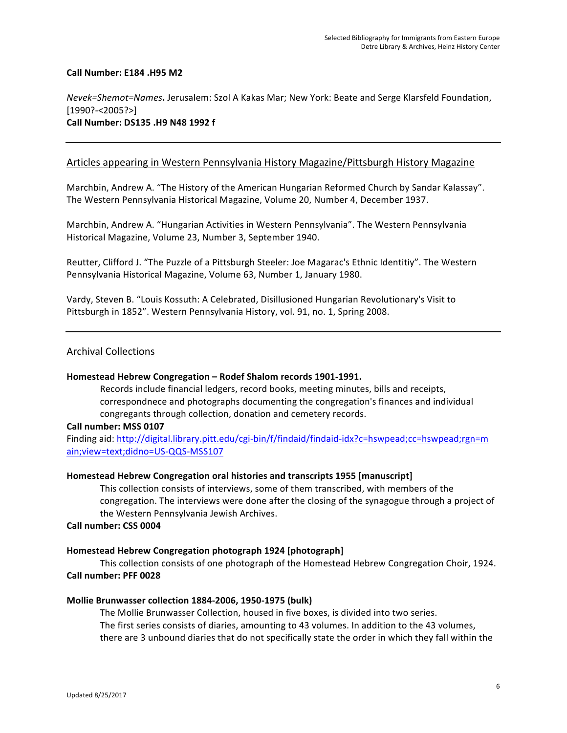**Call Number: E184 .H95 M2**

*Nevek=Shemot=Names***.** Jerusalem: Szol A Kakas Mar; New York: Beate and Serge Klarsfeld Foundation, [1990?-<2005?>]
**Call Number: DS135 .H9 N48 1992 f**

---

## Articles appearing in Western Pennsylvania History Magazine/Pittsburgh History Magazine

Marchbin, Andrew A. "The History of the American Hungarian Reformed Church by Sandar Kalassay". The Western Pennsylvania Historical Magazine, Volume 20, Number 4, December 1937.

Marchbin, Andrew A. "Hungarian Activities in Western Pennsylvania". The Western Pennsylvania Historical Magazine, Volume 23, Number 3, September 1940.

Reutter, Clifford J. "The Puzzle of a Pittsburgh Steeler: Joe Magarac's Ethnic Identitiy". The Western Pennsylvania Historical Magazine, Volume 63, Number 1, January 1980.

Vardy, Steven B. "Louis Kossuth: A Celebrated, Disillusioned Hungarian Revolutionary's Visit to Pittsburgh in 1852". Western Pennsylvania History, vol. 91, no. 1, Spring 2008.

---

## Archival Collections

**Homestead Hebrew Congregation – Rodef Shalom records 1901-1991.**

Records include financial ledgers, record books, meeting minutes, bills and receipts, correspondnece and photographs documenting the congregation's finances and individual congregants through collection, donation and cemetery records.

**Call number: MSS 0107**
Finding aid: http://digital.library.pitt.edu/cgi-bin/f/findaid/findaid-idx?c=hswpead;cc=hswpead;rgn=main;view=text;didno=US-QQS-MSS107

**Homestead Hebrew Congregation oral histories and transcripts 1955 [manuscript]**

This collection consists of interviews, some of them transcribed, with members of the congregation. The interviews were done after the closing of the synagogue through a project of the Western Pennsylvania Jewish Archives.

**Call number: CSS 0004**

**Homestead Hebrew Congregation photograph 1924 [photograph]**

This collection consists of one photograph of the Homestead Hebrew Congregation Choir, 1924.

**Call number: PFF 0028**

**Mollie Brunwasser collection 1884-2006, 1950-1975 (bulk)**

The Mollie Brunwasser Collection, housed in five boxes, is divided into two series. The first series consists of diaries, amounting to 43 volumes. In addition to the 43 volumes, there are 3 unbound diaries that do not specifically state the order in which they fall within the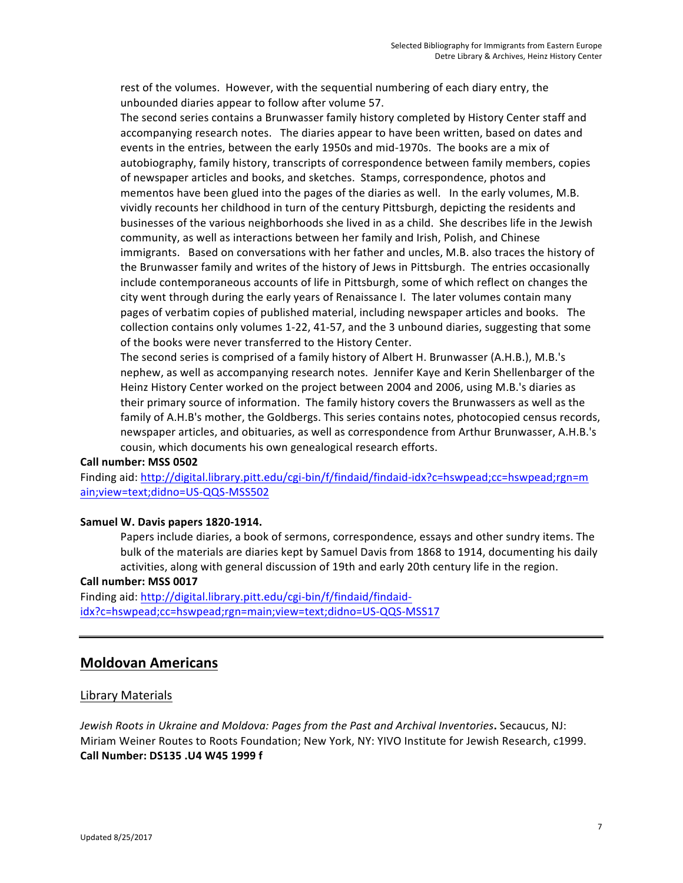rest of the volumes. However, with the sequential numbering of each diary entry, the unbounded diaries appear to follow after volume 57.

The second series contains a Brunwasser family history completed by History Center staff and accompanying research notes. The diaries appear to have been written, based on dates and events in the entries, between the early 1950s and mid-1970s. The books are a mix of autobiography, family history, transcripts of correspondence between family members, copies of newspaper articles and books, and sketches. Stamps, correspondence, photos and mementos have been glued into the pages of the diaries as well. In the early volumes, M.B. vividly recounts her childhood in turn of the century Pittsburgh, depicting the residents and businesses of the various neighborhoods she lived in as a child. She describes life in the Jewish community, as well as interactions between her family and Irish, Polish, and Chinese immigrants. Based on conversations with her father and uncles, M.B. also traces the history of the Brunwasser family and writes of the history of Jews in Pittsburgh. The entries occasionally include contemporaneous accounts of life in Pittsburgh, some of which reflect on changes the city went through during the early years of Renaissance I. The later volumes contain many pages of verbatim copies of published material, including newspaper articles and books. The collection contains only volumes 1-22, 41-57, and the 3 unbound diaries, suggesting that some of the books were never transferred to the History Center.

The second series is comprised of a family history of Albert H. Brunwasser (A.H.B.), M.B.'s nephew, as well as accompanying research notes. Jennifer Kaye and Kerin Shellenbarger of the Heinz History Center worked on the project between 2004 and 2006, using M.B.'s diaries as their primary source of information. The family history covers the Brunwassers as well as the family of A.H.B's mother, the Goldbergs. This series contains notes, photocopied census records, newspaper articles, and obituaries, as well as correspondence from Arthur Brunwasser, A.H.B.'s cousin, which documents his own genealogical research efforts.

**Call number: MSS 0502**

Finding aid: [http://digital.library.pitt.edu/cgi-bin/f/findaid/findaid-idx?c=hswpead;cc=hswpead;rgn=main;view=text;didno=US-QQS-MSS502](http://digital.library.pitt.edu/cgi-bin/f/findaid/findaid-idx?c=hswpead;cc=hswpead;rgn=main;view=text;didno=US-QQS-MSS502)

**Samuel W. Davis papers 1820-1914.**

Papers include diaries, a book of sermons, correspondence, essays and other sundry items. The bulk of the materials are diaries kept by Samuel Davis from 1868 to 1914, documenting his daily activities, along with general discussion of 19th and early 20th century life in the region.

**Call number: MSS 0017**

Finding aid: [http://digital.library.pitt.edu/cgi-bin/f/findaid/findaid-idx?c=hswpead;cc=hswpead;rgn=main;view=text;didno=US-QQS-MSS17](http://digital.library.pitt.edu/cgi-bin/f/findaid/findaid-idx?c=hswpead;cc=hswpead;rgn=main;view=text;didno=US-QQS-MSS17)

---

## Moldovan Americans

### Library Materials

*Jewish Roots in Ukraine and Moldova: Pages from the Past and Archival Inventories***.** Secaucus, NJ: Miriam Weiner Routes to Roots Foundation; New York, NY: YIVO Institute for Jewish Research, c1999.
**Call Number: DS135 .U4 W45 1999 f**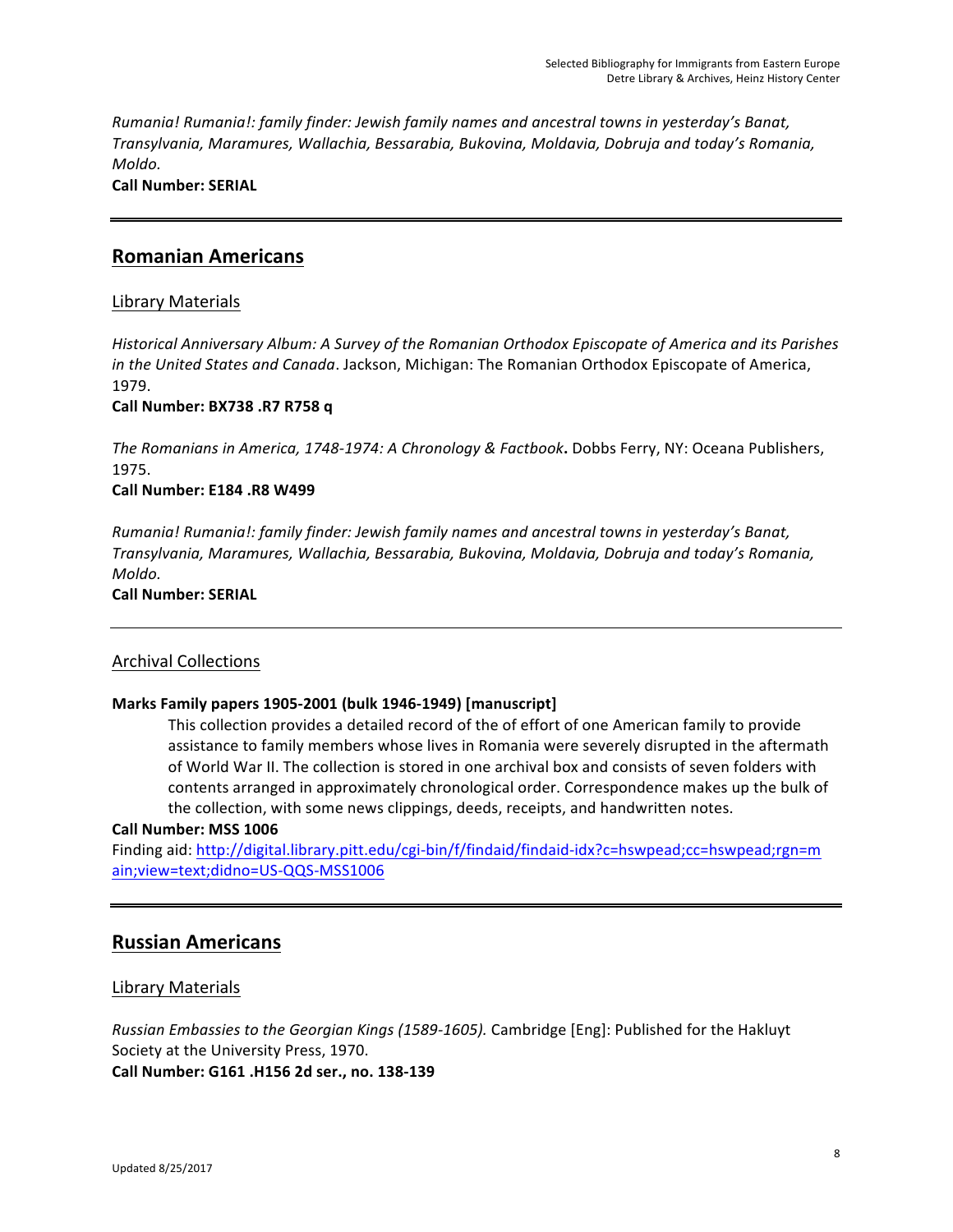*Rumania! Rumania!: family finder: Jewish family names and ancestral towns in yesterday's Banat, Transylvania, Maramures, Wallachia, Bessarabia, Bukovina, Moldavia, Dobruja and today's Romania, Moldo.*
**Call Number: SERIAL**

---

## Romanian Americans

### Library Materials

*Historical Anniversary Album: A Survey of the Romanian Orthodox Episcopate of America and its Parishes in the United States and Canada*. Jackson, Michigan: The Romanian Orthodox Episcopate of America, 1979.
**Call Number: BX738 .R7 R758 q**

*The Romanians in America, 1748-1974: A Chronology & Factbook***.** Dobbs Ferry, NY: Oceana Publishers, 1975.
**Call Number: E184 .R8 W499**

*Rumania! Rumania!: family finder: Jewish family names and ancestral towns in yesterday's Banat, Transylvania, Maramures, Wallachia, Bessarabia, Bukovina, Moldavia, Dobruja and today's Romania, Moldo.*
**Call Number: SERIAL**

---

### Archival Collections

**Marks Family papers 1905-2001 (bulk 1946-1949) [manuscript]**

> This collection provides a detailed record of the of effort of one American family to provide assistance to family members whose lives in Romania were severely disrupted in the aftermath of World War II. The collection is stored in one archival box and consists of seven folders with contents arranged in approximately chronological order. Correspondence makes up the bulk of the collection, with some news clippings, deeds, receipts, and handwritten notes.

**Call Number: MSS 1006**
Finding aid: http://digital.library.pitt.edu/cgi-bin/f/findaid/findaid-idx?c=hswpead;cc=hswpead;rgn=main;view=text;didno=US-QQS-MSS1006

---

## Russian Americans

### Library Materials

*Russian Embassies to the Georgian Kings (1589-1605).* Cambridge [Eng]: Published for the Hakluyt Society at the University Press, 1970.
**Call Number: G161 .H156 2d ser., no. 138-139**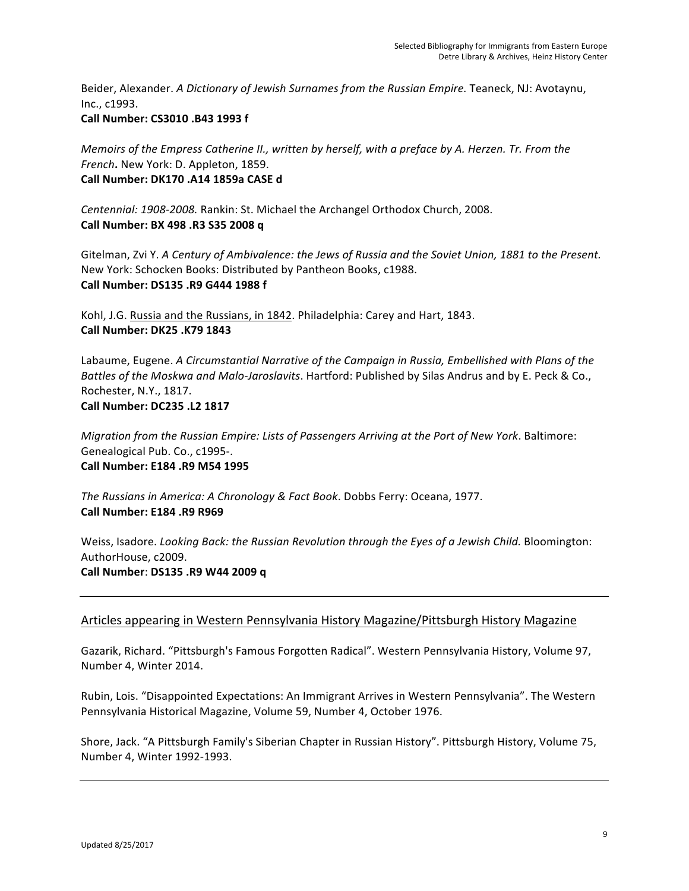Beider, Alexander. *A Dictionary of Jewish Surnames from the Russian Empire.* Teaneck, NJ: Avotaynu, Inc., c1993.
**Call Number: CS3010 .B43 1993 f**

*Memoirs of the Empress Catherine II., written by herself, with a preface by A. Herzen. Tr. From the French***.** New York: D. Appleton, 1859.
**Call Number: DK170 .A14 1859a CASE d**

*Centennial: 1908-2008.* Rankin: St. Michael the Archangel Orthodox Church, 2008.
**Call Number: BX 498 .R3 S35 2008 q**

Gitelman, Zvi Y. *A Century of Ambivalence: the Jews of Russia and the Soviet Union, 1881 to the Present.* New York: Schocken Books: Distributed by Pantheon Books, c1988.
**Call Number: DS135 .R9 G444 1988 f**

Kohl, J.G. <u>Russia and the Russians, in 1842</u>. Philadelphia: Carey and Hart, 1843.
**Call Number: DK25 .K79 1843**

Labaume, Eugene. *A Circumstantial Narrative of the Campaign in Russia, Embellished with Plans of the Battles of the Moskwa and Malo-Jaroslavits*. Hartford: Published by Silas Andrus and by E. Peck & Co., Rochester, N.Y., 1817.
**Call Number: DC235 .L2 1817**

*Migration from the Russian Empire: Lists of Passengers Arriving at the Port of New York*. Baltimore: Genealogical Pub. Co., c1995-.
**Call Number: E184 .R9 M54 1995**

*The Russians in America: A Chronology & Fact Book*. Dobbs Ferry: Oceana, 1977.
**Call Number: E184 .R9 R969**

Weiss, Isadore. *Looking Back: the Russian Revolution through the Eyes of a Jewish Child.* Bloomington: AuthorHouse, c2009.
**Call Number**: **DS135 .R9 W44 2009 q**

---

## <u>Articles appearing in Western Pennsylvania History Magazine/Pittsburgh History Magazine</u>

Gazarik, Richard. "Pittsburgh's Famous Forgotten Radical". Western Pennsylvania History, Volume 97, Number 4, Winter 2014.

Rubin, Lois. "Disappointed Expectations: An Immigrant Arrives in Western Pennsylvania". The Western Pennsylvania Historical Magazine, Volume 59, Number 4, October 1976.

Shore, Jack. "A Pittsburgh Family's Siberian Chapter in Russian History". Pittsburgh History, Volume 75, Number 4, Winter 1992-1993.

---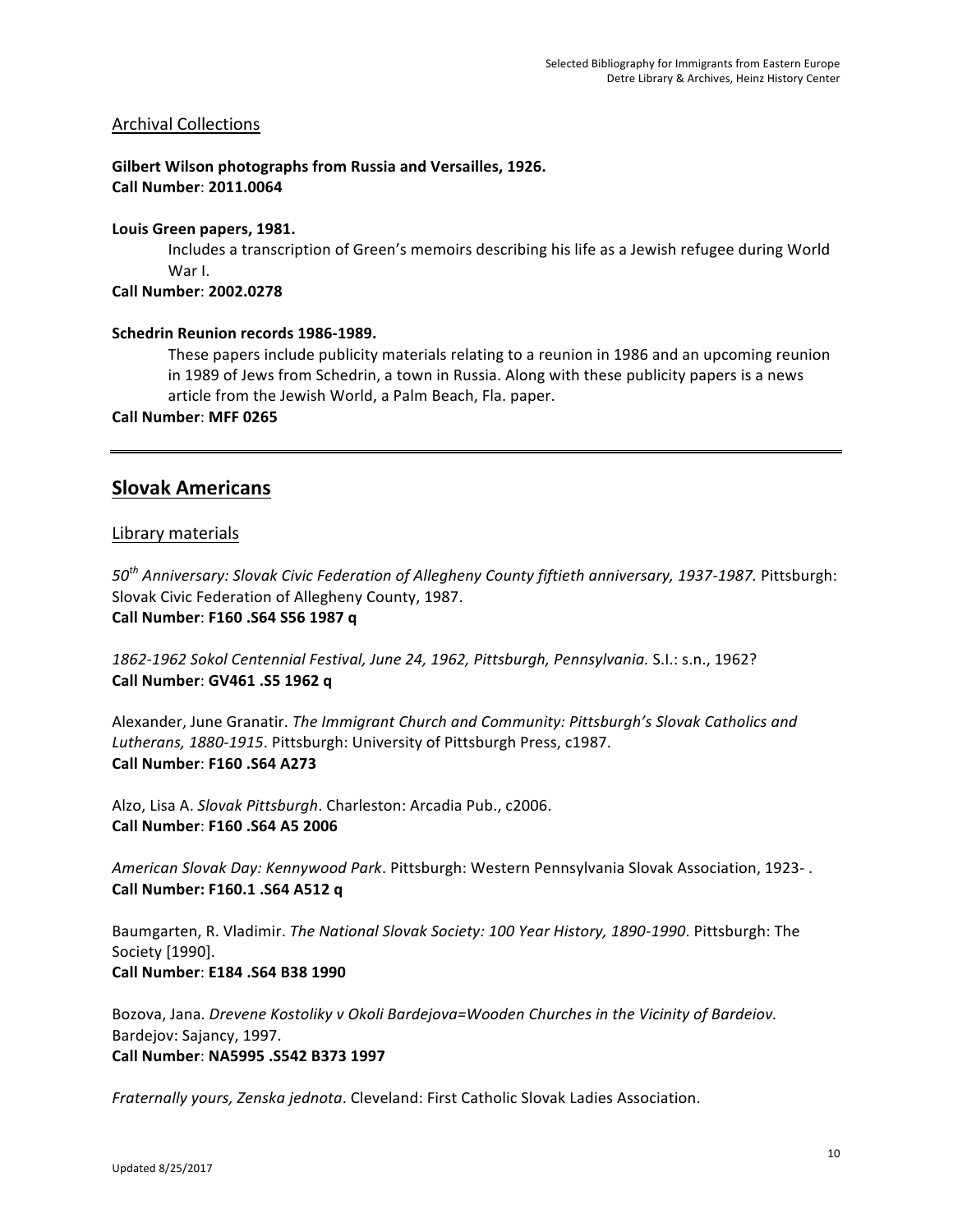### Archival Collections

**Gilbert Wilson photographs from Russia and Versailles, 1926.**
**Call Number**: **2011.0064**

**Louis Green papers, 1981.**

Includes a transcription of Green's memoirs describing his life as a Jewish refugee during World War I.

**Call Number**: **2002.0278**

**Schedrin Reunion records 1986-1989.**

These papers include publicity materials relating to a reunion in 1986 and an upcoming reunion in 1989 of Jews from Schedrin, a town in Russia. Along with these publicity papers is a news article from the Jewish World, a Palm Beach, Fla. paper.

**Call Number**: **MFF 0265**

---

## Slovak Americans

### Library materials

*50th Anniversary: Slovak Civic Federation of Allegheny County fiftieth anniversary, 1937-1987.* Pittsburgh: Slovak Civic Federation of Allegheny County, 1987.
**Call Number**: **F160 .S64 S56 1987 q**

*1862-1962 Sokol Centennial Festival, June 24, 1962, Pittsburgh, Pennsylvania.* S.l.: s.n., 1962?
**Call Number**: **GV461 .S5 1962 q**

Alexander, June Granatir. *The Immigrant Church and Community: Pittsburgh's Slovak Catholics and Lutherans, 1880-1915*. Pittsburgh: University of Pittsburgh Press, c1987.
**Call Number**: **F160 .S64 A273**

Alzo, Lisa A. *Slovak Pittsburgh*. Charleston: Arcadia Pub., c2006.
**Call Number**: **F160 .S64 A5 2006**

*American Slovak Day: Kennywood Park*. Pittsburgh: Western Pennsylvania Slovak Association, 1923- .
**Call Number: F160.1 .S64 A512 q**

Baumgarten, R. Vladimir. *The National Slovak Society: 100 Year History, 1890-1990*. Pittsburgh: The Society [1990].
**Call Number**: **E184 .S64 B38 1990**

Bozova, Jana. *Drevene Kostoliky v Okoli Bardejova=Wooden Churches in the Vicinity of Bardeiov.* Bardejov: Sajancy, 1997.
**Call Number**: **NA5995 .S542 B373 1997**

*Fraternally yours, Zenska jednota*. Cleveland: First Catholic Slovak Ladies Association.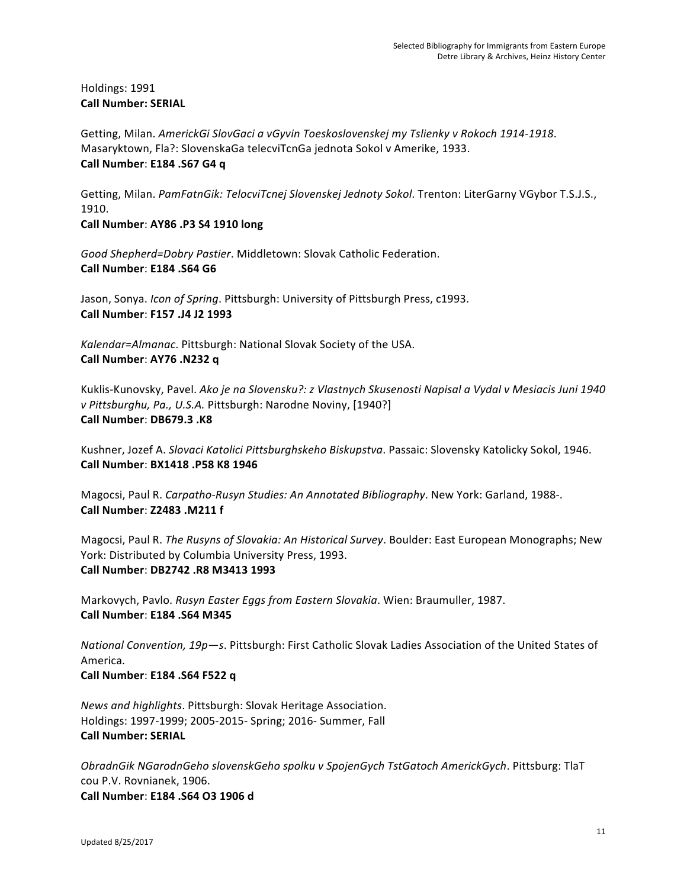Holdings: 1991
**Call Number: SERIAL**

Getting, Milan. *AmerickGi SlovGaci a vGyvin Toeskoslovenskej my Tslienky v Rokoch 1914-1918*. Masaryktown, Fla?: SlovenskaGa telecviTcnGa jednota Sokol v Amerike, 1933.
**Call Number**: **E184 .S67 G4 q**

Getting, Milan. *PamFatnGik: TelocviTcnej Slovenskej Jednoty Sokol*. Trenton: LiterGarny VGybor T.S.J.S., 1910.
**Call Number**: **AY86 .P3 S4 1910 long**

*Good Shepherd=Dobry Pastier*. Middletown: Slovak Catholic Federation.
**Call Number**: **E184 .S64 G6**

Jason, Sonya. *Icon of Spring*. Pittsburgh: University of Pittsburgh Press, c1993.
**Call Number**: **F157 .J4 J2 1993**

*Kalendar=Almanac*. Pittsburgh: National Slovak Society of the USA.
**Call Number**: **AY76 .N232 q**

Kuklis-Kunovsky, Pavel. *Ako je na Slovensku?: z Vlastnych Skusenosti Napisal a Vydal v Mesiacis Juni 1940 v Pittsburghu, Pa., U.S.A.* Pittsburgh: Narodne Noviny, [1940?]
**Call Number**: **DB679.3 .K8**

Kushner, Jozef A. *Slovaci Katolici Pittsburghskeho Biskupstva*. Passaic: Slovensky Katolicky Sokol, 1946.
**Call Number**: **BX1418 .P58 K8 1946**

Magocsi, Paul R. *Carpatho-Rusyn Studies: An Annotated Bibliography*. New York: Garland, 1988-.
**Call Number**: **Z2483 .M211 f**

Magocsi, Paul R. *The Rusyns of Slovakia: An Historical Survey*. Boulder: East European Monographs; New York: Distributed by Columbia University Press, 1993.
**Call Number**: **DB2742 .R8 M3413 1993**

Markovych, Pavlo. *Rusyn Easter Eggs from Eastern Slovakia*. Wien: Braumuller, 1987.
**Call Number**: **E184 .S64 M345**

*National Convention, 19p—s*. Pittsburgh: First Catholic Slovak Ladies Association of the United States of America.
**Call Number**: **E184 .S64 F522 q**

*News and highlights*. Pittsburgh: Slovak Heritage Association.
Holdings: 1997-1999; 2005-2015- Spring; 2016- Summer, Fall
**Call Number: SERIAL**

*ObradnGik NGarodnGeho slovenskGeho spolku v SpojenGych TstGatoch AmerickGych*. Pittsburg: TlaT cou P.V. Rovnianek, 1906.
**Call Number**: **E184 .S64 O3 1906 d**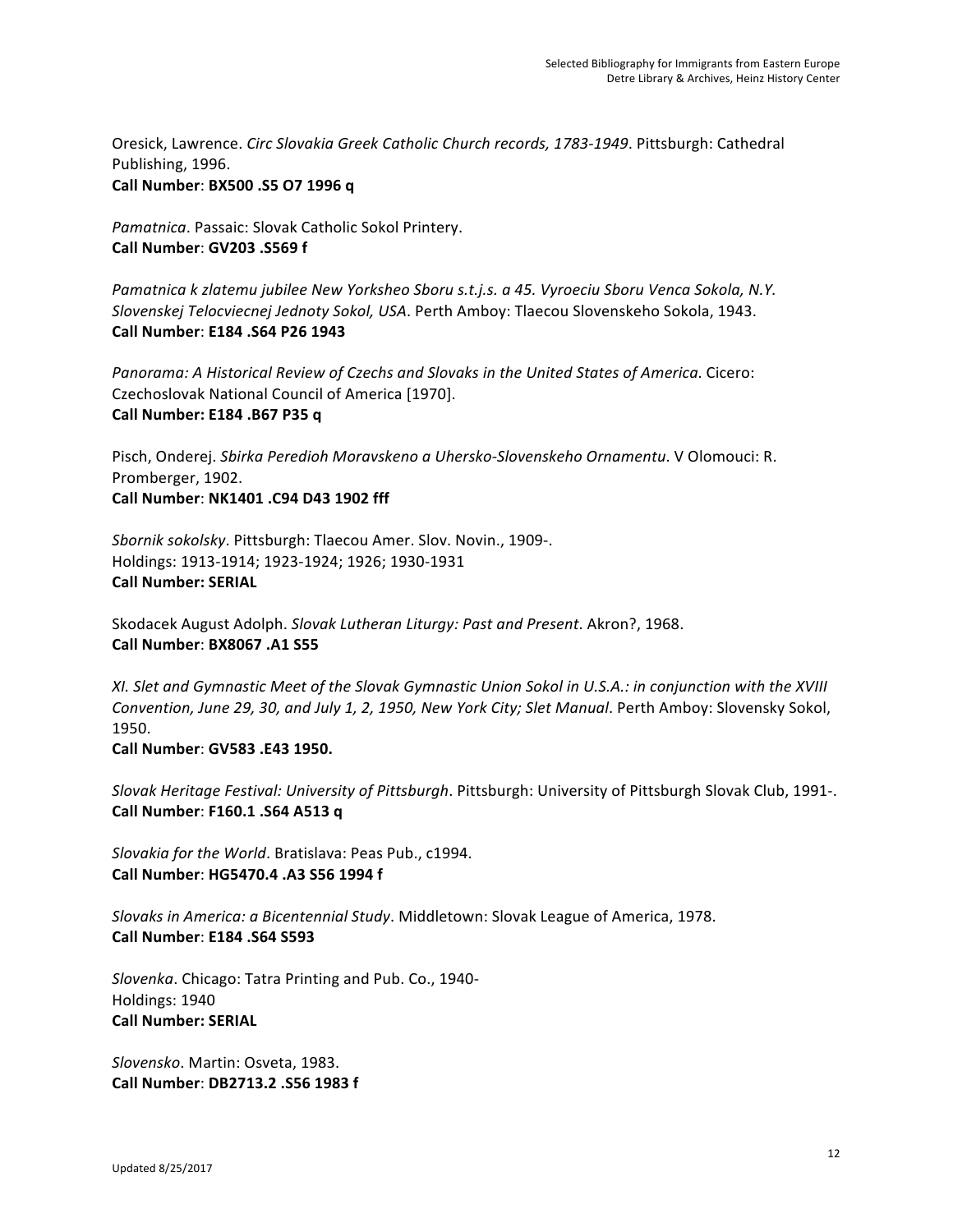Oresick, Lawrence. *Circ Slovakia Greek Catholic Church records, 1783-1949*. Pittsburgh: Cathedral Publishing, 1996.
**Call Number**: **BX500 .S5 O7 1996 q**

*Pamatnica*. Passaic: Slovak Catholic Sokol Printery.
**Call Number**: **GV203 .S569 f**

*Pamatnica k zlatemu jubilee New Yorksheo Sboru s.t.j.s. a 45. Vyroeciu Sboru Venca Sokola, N.Y. Slovenskej Telocviecnej Jednoty Sokol, USA*. Perth Amboy: Tlaecou Slovenskeho Sokola, 1943.
**Call Number**: **E184 .S64 P26 1943**

*Panorama: A Historical Review of Czechs and Slovaks in the United States of America*. Cicero: Czechoslovak National Council of America [1970].
**Call Number: E184 .B67 P35 q**

Pisch, Onderej. *Sbirka Peredioh Moravskeno a Uhersko-Slovenskeho Ornamentu*. V Olomouci: R. Promberger, 1902.
**Call Number**: **NK1401 .C94 D43 1902 fff**

*Sbornik sokolsky*. Pittsburgh: Tlaecou Amer. Slov. Novin., 1909-.
Holdings: 1913-1914; 1923-1924; 1926; 1930-1931
**Call Number: SERIAL**

Skodacek August Adolph. *Slovak Lutheran Liturgy: Past and Present*. Akron?, 1968.
**Call Number**: **BX8067 .A1 S55**

*XI. Slet and Gymnastic Meet of the Slovak Gymnastic Union Sokol in U.S.A.: in conjunction with the XVIII Convention, June 29, 30, and July 1, 2, 1950, New York City; Slet Manual*. Perth Amboy: Slovensky Sokol, 1950.
**Call Number**: **GV583 .E43 1950.**

*Slovak Heritage Festival: University of Pittsburgh*. Pittsburgh: University of Pittsburgh Slovak Club, 1991-.
**Call Number**: **F160.1 .S64 A513 q**

*Slovakia for the World*. Bratislava: Peas Pub., c1994.
**Call Number**: **HG5470.4 .A3 S56 1994 f**

*Slovaks in America: a Bicentennial Study*. Middletown: Slovak League of America, 1978.
**Call Number**: **E184 .S64 S593**

*Slovenka*. Chicago: Tatra Printing and Pub. Co., 1940-
Holdings: 1940
**Call Number: SERIAL**

*Slovensko*. Martin: Osveta, 1983.
**Call Number**: **DB2713.2 .S56 1983 f**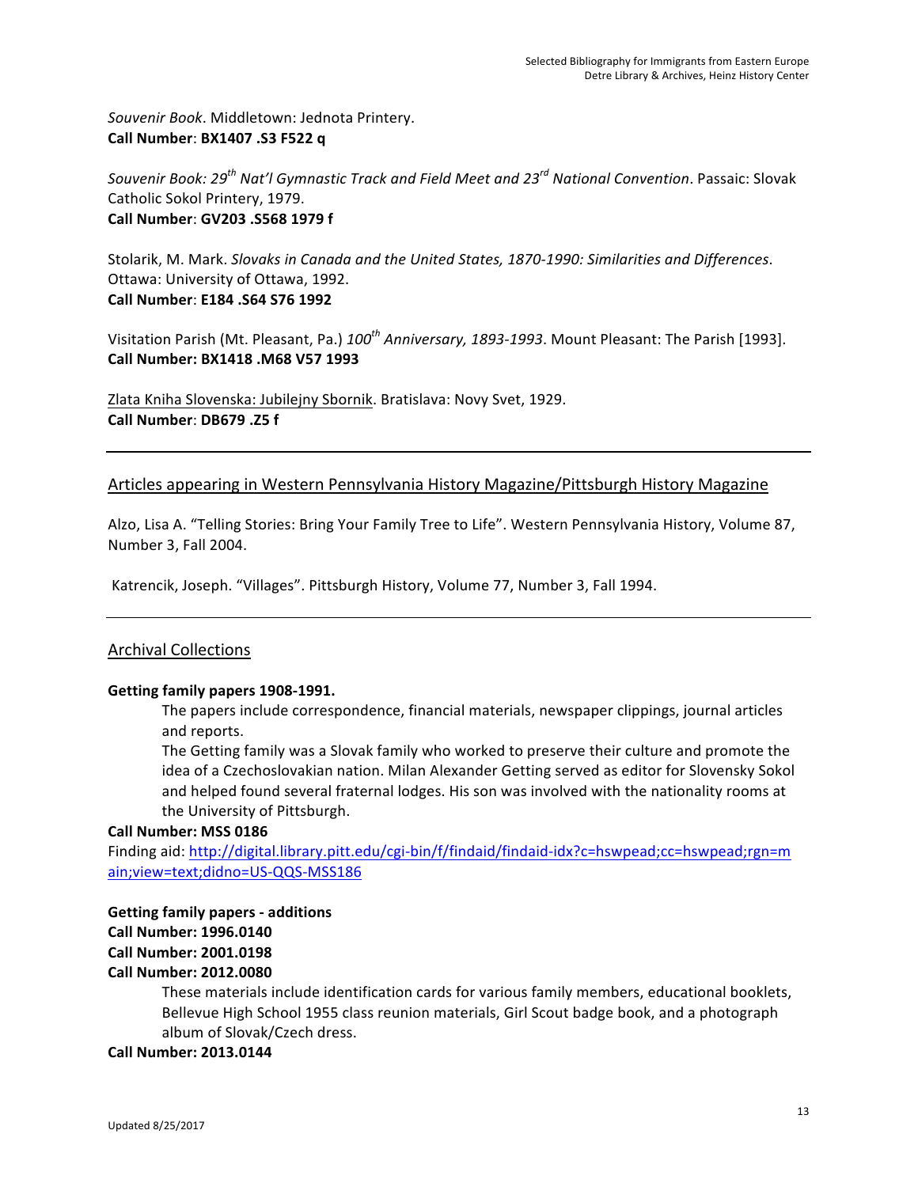*Souvenir Book*. Middletown: Jednota Printery.
**Call Number**: **BX1407 .S3 F522 q**

*Souvenir Book: 29th Nat'l Gymnastic Track and Field Meet and 23rd National Convention*. Passaic: Slovak Catholic Sokol Printery, 1979.
**Call Number**: **GV203 .S568 1979 f**

Stolarik, M. Mark. *Slovaks in Canada and the United States, 1870-1990: Similarities and Differences*. Ottawa: University of Ottawa, 1992.
**Call Number**: **E184 .S64 S76 1992**

Visitation Parish (Mt. Pleasant, Pa.) *100th Anniversary, 1893-1993*. Mount Pleasant: The Parish [1993].
**Call Number: BX1418 .M68 V57 1993**

Zlata Kniha Slovenska: Jubilejny Sbornik. Bratislava: Novy Svet, 1929.
**Call Number**: **DB679 .Z5 f**

---

## Articles appearing in Western Pennsylvania History Magazine/Pittsburgh History Magazine

Alzo, Lisa A. "Telling Stories: Bring Your Family Tree to Life". Western Pennsylvania History, Volume 87, Number 3, Fall 2004.

Katrencik, Joseph. "Villages". Pittsburgh History, Volume 77, Number 3, Fall 1994.

---

## Archival Collections

**Getting family papers 1908-1991.**

The papers include correspondence, financial materials, newspaper clippings, journal articles and reports.

The Getting family was a Slovak family who worked to preserve their culture and promote the idea of a Czechoslovakian nation. Milan Alexander Getting served as editor for Slovensky Sokol and helped found several fraternal lodges. His son was involved with the nationality rooms at the University of Pittsburgh.

**Call Number: MSS 0186**

Finding aid: http://digital.library.pitt.edu/cgi-bin/f/findaid/findaid-idx?c=hswpead;cc=hswpead;rgn=main;view=text;didno=US-QQS-MSS186

**Getting family papers - additions**

**Call Number: 1996.0140**

**Call Number: 2001.0198**

**Call Number: 2012.0080**

These materials include identification cards for various family members, educational booklets, Bellevue High School 1955 class reunion materials, Girl Scout badge book, and a photograph album of Slovak/Czech dress.

**Call Number: 2013.0144**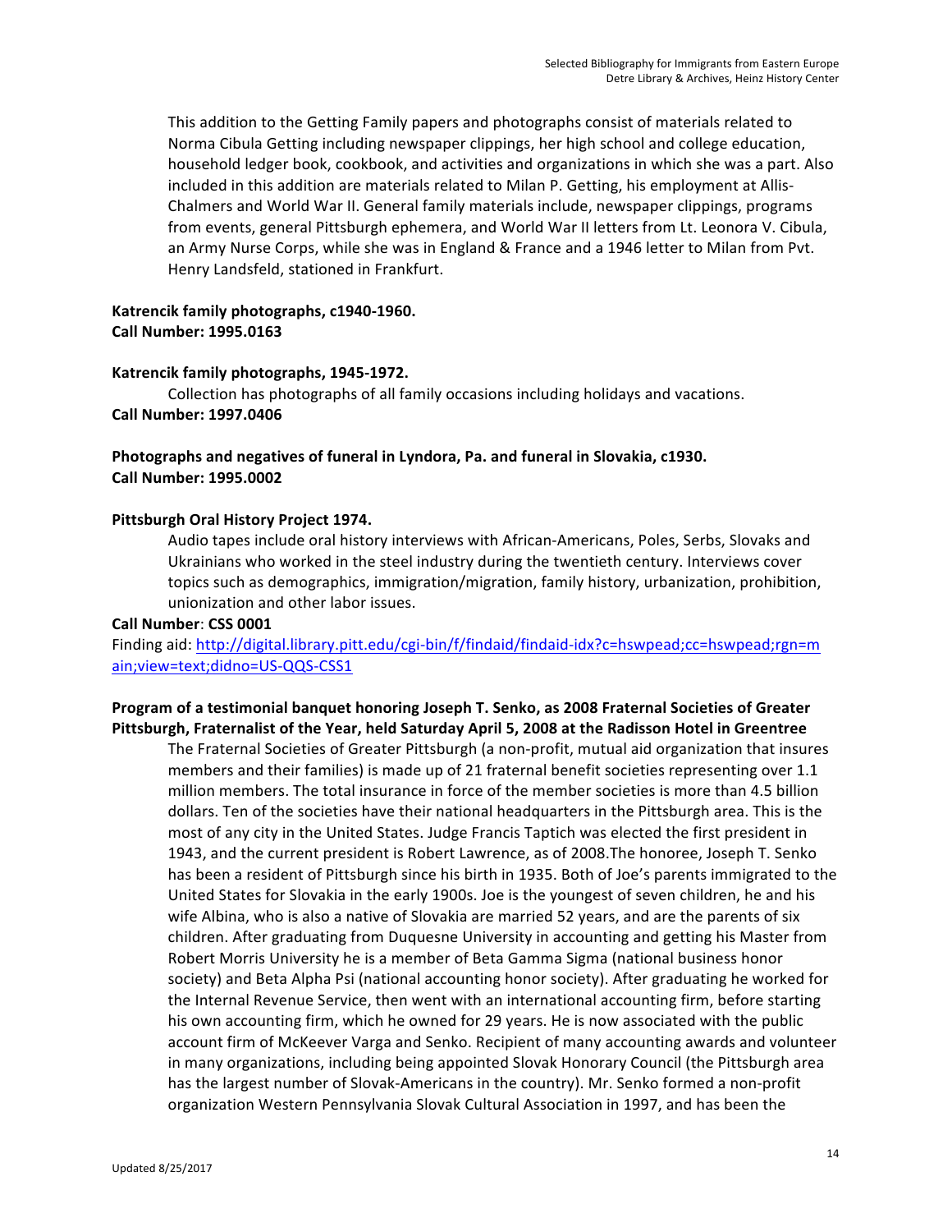This addition to the Getting Family papers and photographs consist of materials related to Norma Cibula Getting including newspaper clippings, her high school and college education, household ledger book, cookbook, and activities and organizations in which she was a part. Also included in this addition are materials related to Milan P. Getting, his employment at Allis-Chalmers and World War II. General family materials include, newspaper clippings, programs from events, general Pittsburgh ephemera, and World War II letters from Lt. Leonora V. Cibula, an Army Nurse Corps, while she was in England & France and a 1946 letter to Milan from Pvt. Henry Landsfeld, stationed in Frankfurt.

**Katrencik family photographs, c1940-1960.**
**Call Number: 1995.0163**

**Katrencik family photographs, 1945-1972.**

Collection has photographs of all family occasions including holidays and vacations.

**Call Number: 1997.0406**

**Photographs and negatives of funeral in Lyndora, Pa. and funeral in Slovakia, c1930.**
**Call Number: 1995.0002**

**Pittsburgh Oral History Project 1974.**

Audio tapes include oral history interviews with African-Americans, Poles, Serbs, Slovaks and Ukrainians who worked in the steel industry during the twentieth century. Interviews cover topics such as demographics, immigration/migration, family history, urbanization, prohibition, unionization and other labor issues.

**Call Number**: **CSS 0001**
Finding aid: http://digital.library.pitt.edu/cgi-bin/f/findaid/findaid-idx?c=hswpead;cc=hswpead;rgn=main;view=text;didno=US-QQS-CSS1

**Program of a testimonial banquet honoring Joseph T. Senko, as 2008 Fraternal Societies of Greater Pittsburgh, Fraternalist of the Year, held Saturday April 5, 2008 at the Radisson Hotel in Greentree**

The Fraternal Societies of Greater Pittsburgh (a non-profit, mutual aid organization that insures members and their families) is made up of 21 fraternal benefit societies representing over 1.1 million members. The total insurance in force of the member societies is more than 4.5 billion dollars. Ten of the societies have their national headquarters in the Pittsburgh area. This is the most of any city in the United States. Judge Francis Taptich was elected the first president in 1943, and the current president is Robert Lawrence, as of 2008.The honoree, Joseph T. Senko has been a resident of Pittsburgh since his birth in 1935. Both of Joe's parents immigrated to the United States for Slovakia in the early 1900s. Joe is the youngest of seven children, he and his wife Albina, who is also a native of Slovakia are married 52 years, and are the parents of six children. After graduating from Duquesne University in accounting and getting his Master from Robert Morris University he is a member of Beta Gamma Sigma (national business honor society) and Beta Alpha Psi (national accounting honor society). After graduating he worked for the Internal Revenue Service, then went with an international accounting firm, before starting his own accounting firm, which he owned for 29 years. He is now associated with the public account firm of McKeever Varga and Senko. Recipient of many accounting awards and volunteer in many organizations, including being appointed Slovak Honorary Council (the Pittsburgh area has the largest number of Slovak-Americans in the country). Mr. Senko formed a non-profit organization Western Pennsylvania Slovak Cultural Association in 1997, and has been the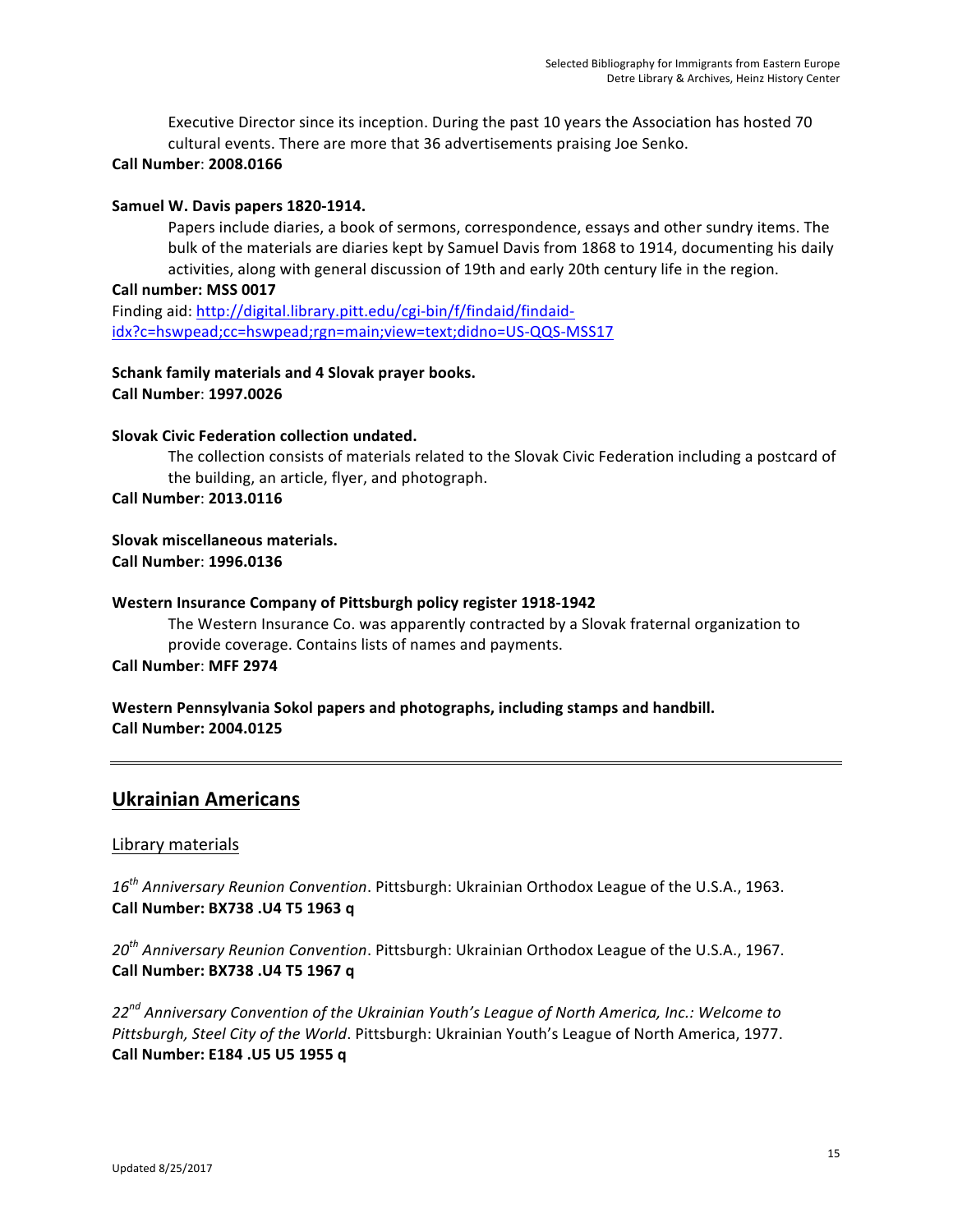Executive Director since its inception. During the past 10 years the Association has hosted 70 cultural events. There are more that 36 advertisements praising Joe Senko.

**Call Number**: **2008.0166**

**Samuel W. Davis papers 1820-1914.**

Papers include diaries, a book of sermons, correspondence, essays and other sundry items. The bulk of the materials are diaries kept by Samuel Davis from 1868 to 1914, documenting his daily activities, along with general discussion of 19th and early 20th century life in the region.

**Call number: MSS 0017**

Finding aid: [http://digital.library.pitt.edu/cgi-bin/f/findaid/findaid-idx?c=hswpead;cc=hswpead;rgn=main;view=text;didno=US-QQS-MSS17](http://digital.library.pitt.edu/cgi-bin/f/findaid/findaid-idx?c=hswpead;cc=hswpead;rgn=main;view=text;didno=US-QQS-MSS17)

**Schank family materials and 4 Slovak prayer books.**
**Call Number**: **1997.0026**

**Slovak Civic Federation collection undated.**

The collection consists of materials related to the Slovak Civic Federation including a postcard of the building, an article, flyer, and photograph.

**Call Number**: **2013.0116**

**Slovak miscellaneous materials.**
**Call Number**: **1996.0136**

**Western Insurance Company of Pittsburgh policy register 1918-1942**

The Western Insurance Co. was apparently contracted by a Slovak fraternal organization to provide coverage. Contains lists of names and payments.

**Call Number**: **MFF 2974**

**Western Pennsylvania Sokol papers and photographs, including stamps and handbill.**
**Call Number: 2004.0125**

---

## Ukrainian Americans

### Library materials

*16th Anniversary Reunion Convention*. Pittsburgh: Ukrainian Orthodox League of the U.S.A., 1963.
**Call Number: BX738 .U4 T5 1963 q**

*20th Anniversary Reunion Convention*. Pittsburgh: Ukrainian Orthodox League of the U.S.A., 1967.
**Call Number: BX738 .U4 T5 1967 q**

*22nd Anniversary Convention of the Ukrainian Youth's League of North America, Inc.: Welcome to Pittsburgh, Steel City of the World*. Pittsburgh: Ukrainian Youth's League of North America, 1977.
**Call Number: E184 .U5 U5 1955 q**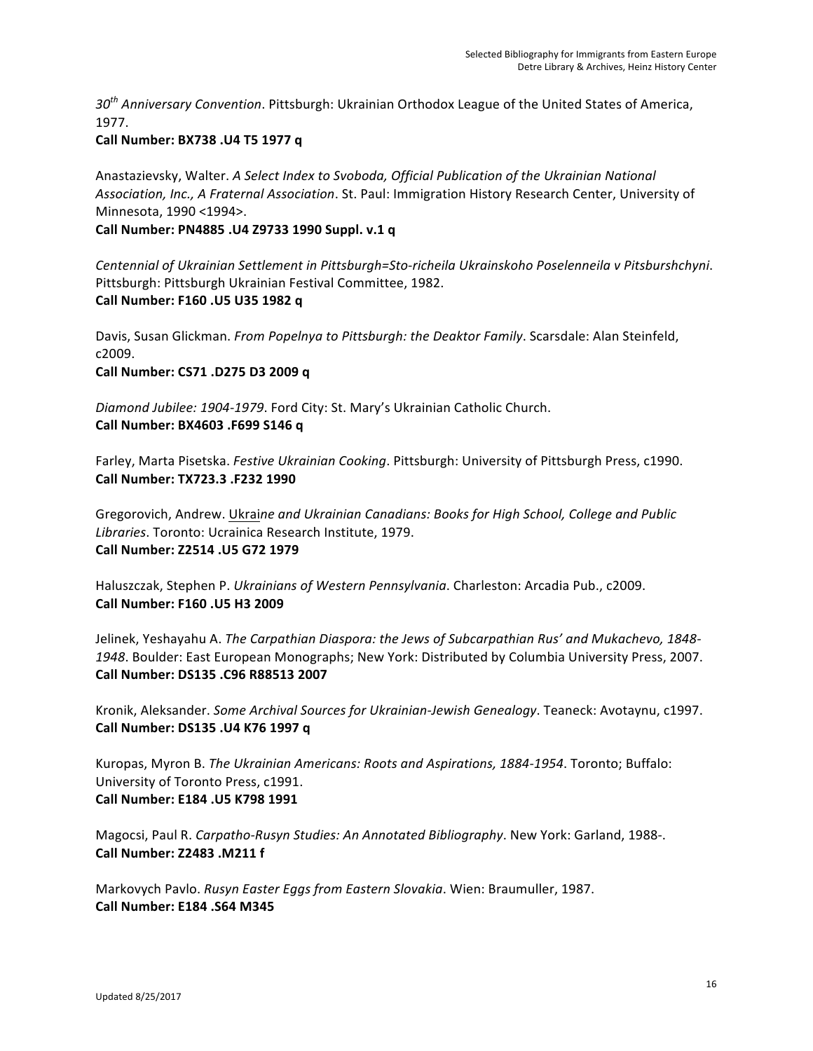*30th Anniversary Convention*. Pittsburgh: Ukrainian Orthodox League of the United States of America, 1977.
**Call Number: BX738 .U4 T5 1977 q**

Anastazievsky, Walter. *A Select Index to Svoboda, Official Publication of the Ukrainian National Association, Inc., A Fraternal Association*. St. Paul: Immigration History Research Center, University of Minnesota, 1990 <1994>.
**Call Number: PN4885 .U4 Z9733 1990 Suppl. v.1 q**

*Centennial of Ukrainian Settlement in Pittsburgh=Sto-richeila Ukrainskoho Poselenneila v Pitsburshchyni*. Pittsburgh: Pittsburgh Ukrainian Festival Committee, 1982.
**Call Number: F160 .U5 U35 1982 q**

Davis, Susan Glickman. *From Popelnya to Pittsburgh: the Deaktor Family*. Scarsdale: Alan Steinfeld, c2009.
**Call Number: CS71 .D275 D3 2009 q**

*Diamond Jubilee: 1904-1979*. Ford City: St. Mary's Ukrainian Catholic Church.
**Call Number: BX4603 .F699 S146 q**

Farley, Marta Pisetska. *Festive Ukrainian Cooking*. Pittsburgh: University of Pittsburgh Press, c1990.
**Call Number: TX723.3 .F232 1990**

Gregorovich, Andrew. Ukrai*ne and Ukrainian Canadians: Books for High School, College and Public Libraries*. Toronto: Ucrainica Research Institute, 1979.
**Call Number: Z2514 .U5 G72 1979**

Haluszczak, Stephen P. *Ukrainians of Western Pennsylvania*. Charleston: Arcadia Pub., c2009.
**Call Number: F160 .U5 H3 2009**

Jelinek, Yeshayahu A. *The Carpathian Diaspora: the Jews of Subcarpathian Rus' and Mukachevo, 1848-1948*. Boulder: East European Monographs; New York: Distributed by Columbia University Press, 2007.
**Call Number: DS135 .C96 R88513 2007**

Kronik, Aleksander. *Some Archival Sources for Ukrainian-Jewish Genealogy*. Teaneck: Avotaynu, c1997.
**Call Number: DS135 .U4 K76 1997 q**

Kuropas, Myron B. *The Ukrainian Americans: Roots and Aspirations, 1884-1954*. Toronto; Buffalo: University of Toronto Press, c1991.
**Call Number: E184 .U5 K798 1991**

Magocsi, Paul R. *Carpatho-Rusyn Studies: An Annotated Bibliography*. New York: Garland, 1988-.
**Call Number: Z2483 .M211 f**

Markovych Pavlo. *Rusyn Easter Eggs from Eastern Slovakia*. Wien: Braumuller, 1987.
**Call Number: E184 .S64 M345**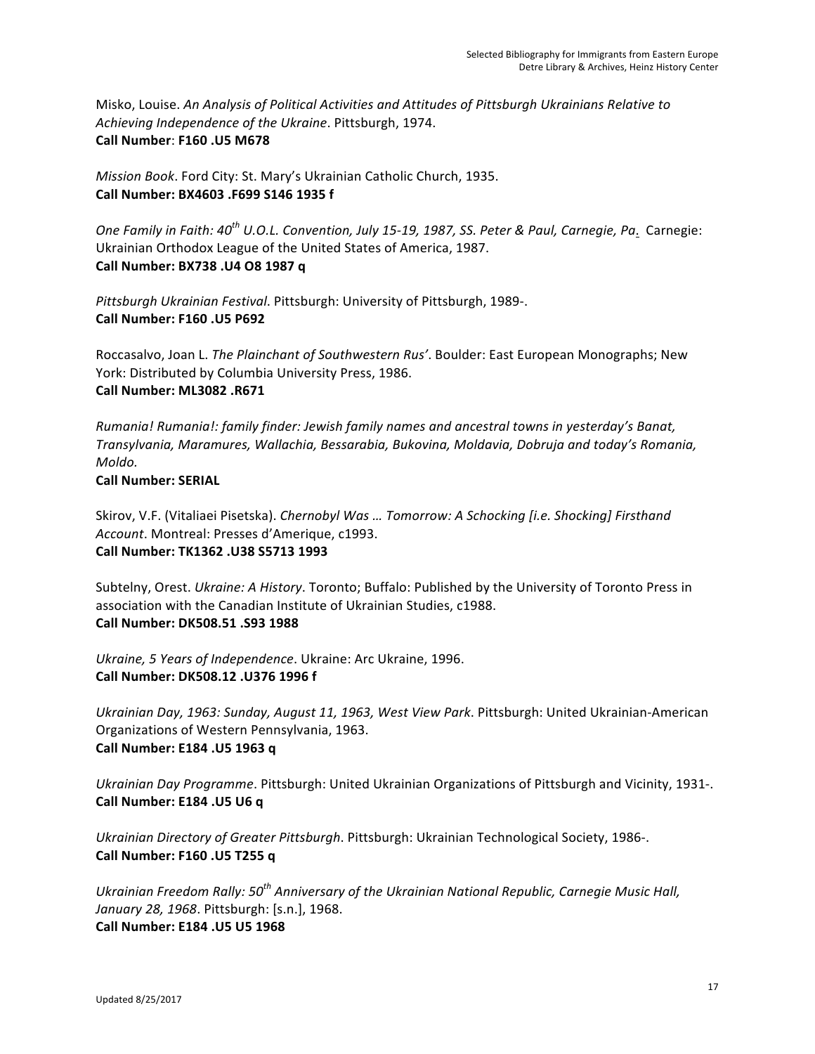Misko, Louise. *An Analysis of Political Activities and Attitudes of Pittsburgh Ukrainians Relative to Achieving Independence of the Ukraine*. Pittsburgh, 1974.
**Call Number**: **F160 .U5 M678**

*Mission Book*. Ford City: St. Mary's Ukrainian Catholic Church, 1935.
**Call Number: BX4603 .F699 S146 1935 f**

*One Family in Faith: 40th U.O.L. Convention, July 15-19, 1987, SS. Peter & Paul, Carnegie, Pa.* Carnegie: Ukrainian Orthodox League of the United States of America, 1987.
**Call Number: BX738 .U4 O8 1987 q**

*Pittsburgh Ukrainian Festival*. Pittsburgh: University of Pittsburgh, 1989-.
**Call Number: F160 .U5 P692**

Roccasalvo, Joan L. *The Plainchant of Southwestern Rus'*. Boulder: East European Monographs; New York: Distributed by Columbia University Press, 1986.
**Call Number: ML3082 .R671**

*Rumania! Rumania!: family finder: Jewish family names and ancestral towns in yesterday's Banat, Transylvania, Maramures, Wallachia, Bessarabia, Bukovina, Moldavia, Dobruja and today's Romania, Moldo.*
**Call Number: SERIAL**

Skirov, V.F. (Vitaliaei Pisetska). *Chernobyl Was … Tomorrow: A Schocking [i.e. Shocking] Firsthand Account*. Montreal: Presses d'Amerique, c1993.
**Call Number: TK1362 .U38 S5713 1993**

Subtelny, Orest. *Ukraine: A History*. Toronto; Buffalo: Published by the University of Toronto Press in association with the Canadian Institute of Ukrainian Studies, c1988.
**Call Number: DK508.51 .S93 1988**

*Ukraine, 5 Years of Independence*. Ukraine: Arc Ukraine, 1996.
**Call Number: DK508.12 .U376 1996 f**

*Ukrainian Day, 1963: Sunday, August 11, 1963, West View Park*. Pittsburgh: United Ukrainian-American Organizations of Western Pennsylvania, 1963.
**Call Number: E184 .U5 1963 q**

*Ukrainian Day Programme*. Pittsburgh: United Ukrainian Organizations of Pittsburgh and Vicinity, 1931-.
**Call Number: E184 .U5 U6 q**

*Ukrainian Directory of Greater Pittsburgh*. Pittsburgh: Ukrainian Technological Society, 1986-.
**Call Number: F160 .U5 T255 q**

*Ukrainian Freedom Rally: 50th Anniversary of the Ukrainian National Republic, Carnegie Music Hall, January 28, 1968*. Pittsburgh: [s.n.], 1968.
**Call Number: E184 .U5 U5 1968**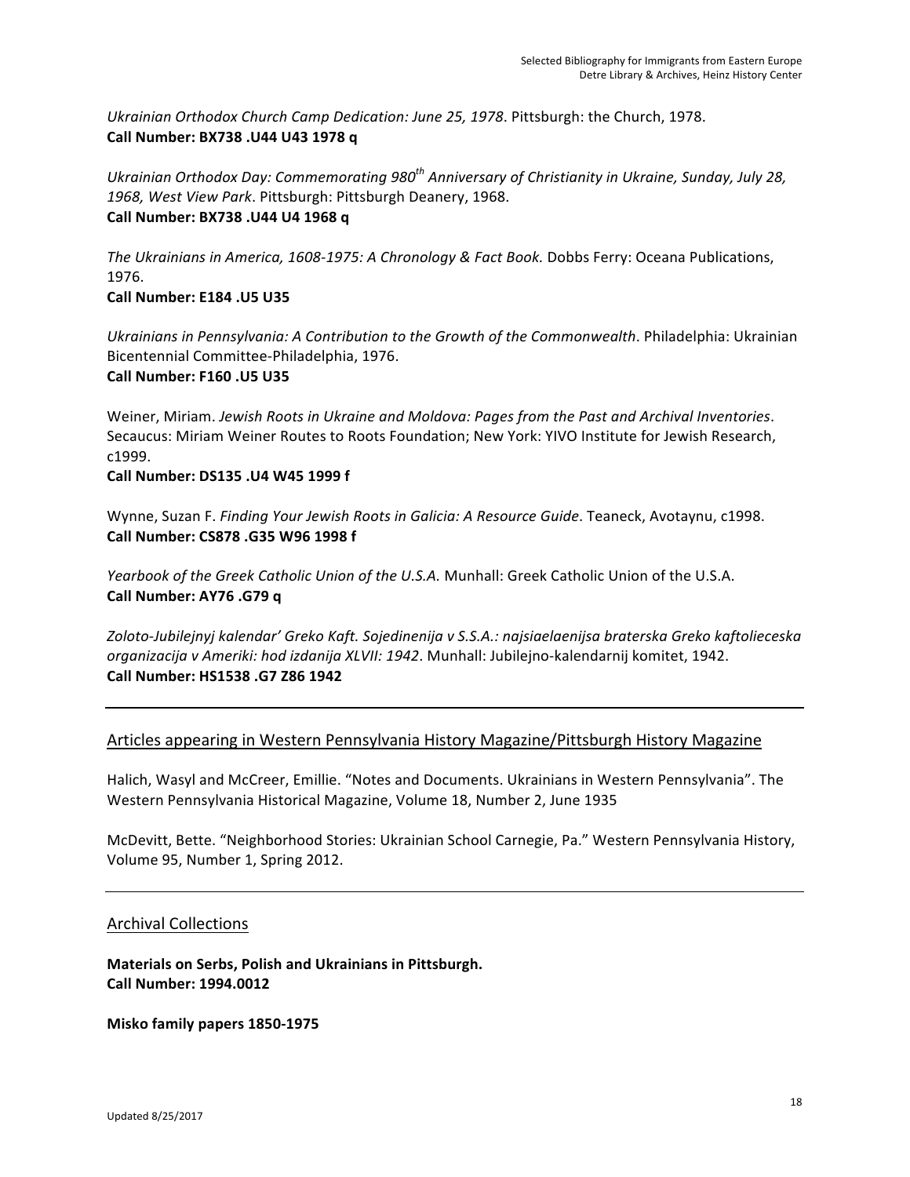*Ukrainian Orthodox Church Camp Dedication: June 25, 1978*. Pittsburgh: the Church, 1978.
**Call Number: BX738 .U44 U43 1978 q**

*Ukrainian Orthodox Day: Commemorating 980th Anniversary of Christianity in Ukraine, Sunday, July 28, 1968, West View Park*. Pittsburgh: Pittsburgh Deanery, 1968.
**Call Number: BX738 .U44 U4 1968 q**

*The Ukrainians in America, 1608-1975: A Chronology & Fact Book.* Dobbs Ferry: Oceana Publications, 1976.
**Call Number: E184 .U5 U35**

*Ukrainians in Pennsylvania: A Contribution to the Growth of the Commonwealth*. Philadelphia: Ukrainian Bicentennial Committee-Philadelphia, 1976.
**Call Number: F160 .U5 U35**

Weiner, Miriam. *Jewish Roots in Ukraine and Moldova: Pages from the Past and Archival Inventories*. Secaucus: Miriam Weiner Routes to Roots Foundation; New York: YIVO Institute for Jewish Research, c1999.
**Call Number: DS135 .U4 W45 1999 f**

Wynne, Suzan F. *Finding Your Jewish Roots in Galicia: A Resource Guide*. Teaneck, Avotaynu, c1998.
**Call Number: CS878 .G35 W96 1998 f**

*Yearbook of the Greek Catholic Union of the U.S.A.* Munhall: Greek Catholic Union of the U.S.A.
**Call Number: AY76 .G79 q**

*Zoloto-Jubilejnyj kalendar' Greko Kaft. Sojedinenija v S.S.A.: najsiaelaenijsa braterska Greko kaftolieceska organizacija v Ameriki: hod izdanija XLVII: 1942*. Munhall: Jubilejno-kalendarnij komitet, 1942.
**Call Number: HS1538 .G7 Z86 1942**

---

## Articles appearing in Western Pennsylvania History Magazine/Pittsburgh History Magazine

Halich, Wasyl and McCreer, Emillie. "Notes and Documents. Ukrainians in Western Pennsylvania". The Western Pennsylvania Historical Magazine, Volume 18, Number 2, June 1935

McDevitt, Bette. "Neighborhood Stories: Ukrainian School Carnegie, Pa." Western Pennsylvania History, Volume 95, Number 1, Spring 2012.

---

## Archival Collections

**Materials on Serbs, Polish and Ukrainians in Pittsburgh.**
**Call Number: 1994.0012**

**Misko family papers 1850-1975**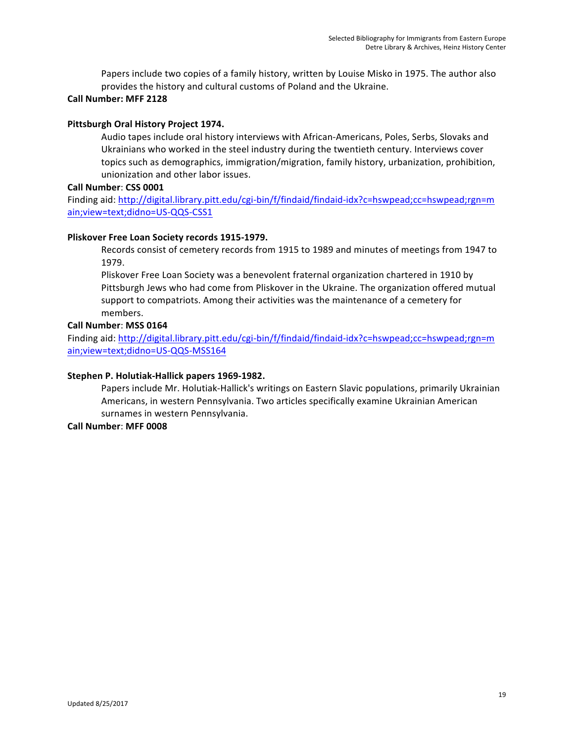Papers include two copies of a family history, written by Louise Misko in 1975. The author also provides the history and cultural customs of Poland and the Ukraine.

**Call Number: MFF 2128**

**Pittsburgh Oral History Project 1974.**

Audio tapes include oral history interviews with African-Americans, Poles, Serbs, Slovaks and Ukrainians who worked in the steel industry during the twentieth century. Interviews cover topics such as demographics, immigration/migration, family history, urbanization, prohibition, unionization and other labor issues.

**Call Number**: **CSS 0001**

Finding aid: http://digital.library.pitt.edu/cgi-bin/f/findaid/findaid-idx?c=hswpead;cc=hswpead;rgn=main;view=text;didno=US-QQS-CSS1

**Pliskover Free Loan Society records 1915-1979.**

Records consist of cemetery records from 1915 to 1989 and minutes of meetings from 1947 to 1979.

Pliskover Free Loan Society was a benevolent fraternal organization chartered in 1910 by Pittsburgh Jews who had come from Pliskover in the Ukraine. The organization offered mutual support to compatriots. Among their activities was the maintenance of a cemetery for members.

**Call Number**: **MSS 0164**

Finding aid: http://digital.library.pitt.edu/cgi-bin/f/findaid/findaid-idx?c=hswpead;cc=hswpead;rgn=main;view=text;didno=US-QQS-MSS164

**Stephen P. Holutiak-Hallick papers 1969-1982.**

Papers include Mr. Holutiak-Hallick's writings on Eastern Slavic populations, primarily Ukrainian Americans, in western Pennsylvania. Two articles specifically examine Ukrainian American surnames in western Pennsylvania.

**Call Number**: **MFF 0008**

Updated 8/25/2017